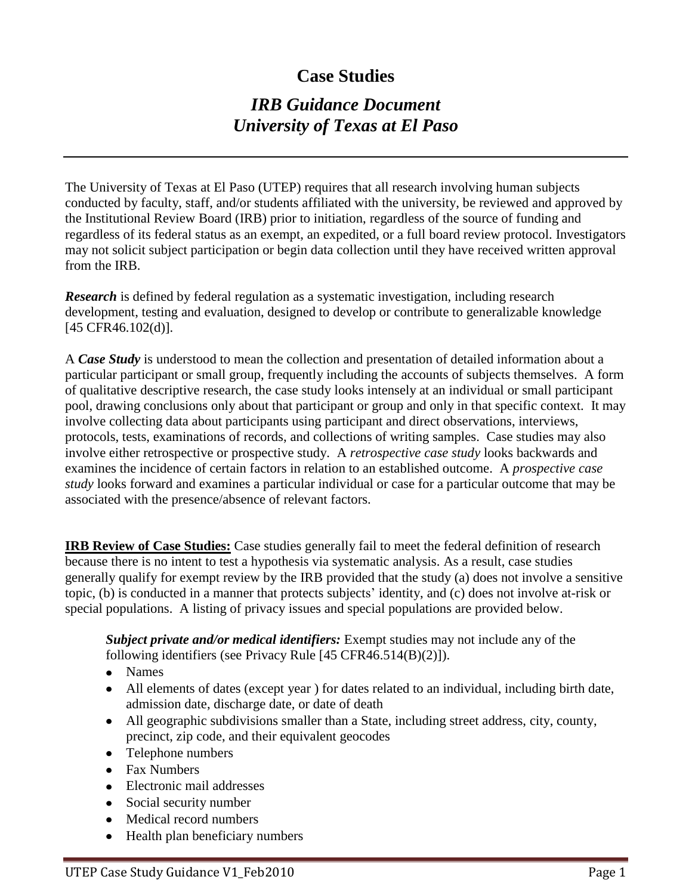# Case Studies

## *IRB Guidance Document*
## *University of Texas at El Paso*

---

The University of Texas at El Paso (UTEP) requires that all research involving human subjects conducted by faculty, staff, and/or students affiliated with the university, be reviewed and approved by the Institutional Review Board (IRB) prior to initiation, regardless of the source of funding and regardless of its federal status as an exempt, an expedited, or a full board review protocol. Investigators may not solicit subject participation or begin data collection until they have received written approval from the IRB.

***Research*** is defined by federal regulation as a systematic investigation, including research development, testing and evaluation, designed to develop or contribute to generalizable knowledge [45 CFR46.102(d)].

A ***Case Study*** is understood to mean the collection and presentation of detailed information about a particular participant or small group, frequently including the accounts of subjects themselves. A form of qualitative descriptive research, the case study looks intensely at an individual or small participant pool, drawing conclusions only about that participant or group and only in that specific context. It may involve collecting data about participants using participant and direct observations, interviews, protocols, tests, examinations of records, and collections of writing samples. Case studies may also involve either retrospective or prospective study. A *retrospective case study* looks backwards and examines the incidence of certain factors in relation to an established outcome. A *prospective case study* looks forward and examines a particular individual or case for a particular outcome that may be associated with the presence/absence of relevant factors.

**IRB Review of Case Studies:** Case studies generally fail to meet the federal definition of research because there is no intent to test a hypothesis via systematic analysis. As a result, case studies generally qualify for exempt review by the IRB provided that the study (a) does not involve a sensitive topic, (b) is conducted in a manner that protects subjects' identity, and (c) does not involve at-risk or special populations. A listing of privacy issues and special populations are provided below.

***Subject private and/or medical identifiers:*** Exempt studies may not include any of the following identifiers (see Privacy Rule [45 CFR46.514(B)(2)]).

- Names
- All elements of dates (except year ) for dates related to an individual, including birth date, admission date, discharge date, or date of death
- All geographic subdivisions smaller than a State, including street address, city, county, precinct, zip code, and their equivalent geocodes
- Telephone numbers
- Fax Numbers
- Electronic mail addresses
- Social security number
- Medical record numbers
- Health plan beneficiary numbers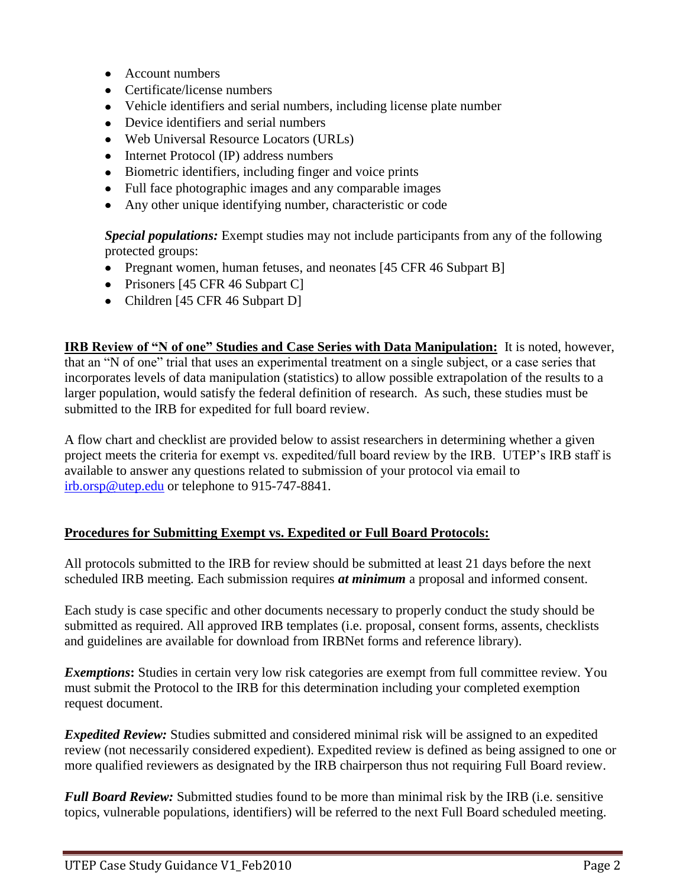- Account numbers
- Certificate/license numbers
- Vehicle identifiers and serial numbers, including license plate number
- Device identifiers and serial numbers
- Web Universal Resource Locators (URLs)
- Internet Protocol (IP) address numbers
- Biometric identifiers, including finger and voice prints
- Full face photographic images and any comparable images
- Any other unique identifying number, characteristic or code

***Special populations:*** Exempt studies may not include participants from any of the following protected groups:

- Pregnant women, human fetuses, and neonates [45 CFR 46 Subpart B]
- Prisoners [45 CFR 46 Subpart C]
- Children [45 CFR 46 Subpart D]

**IRB Review of "N of one" Studies and Case Series with Data Manipulation:** It is noted, however, that an "N of one" trial that uses an experimental treatment on a single subject, or a case series that incorporates levels of data manipulation (statistics) to allow possible extrapolation of the results to a larger population, would satisfy the federal definition of research. As such, these studies must be submitted to the IRB for expedited for full board review.

A flow chart and checklist are provided below to assist researchers in determining whether a given project meets the criteria for exempt vs. expedited/full board review by the IRB. UTEP's IRB staff is available to answer any questions related to submission of your protocol via email to irb.orsp@utep.edu or telephone to 915-747-8841.

**Procedures for Submitting Exempt vs. Expedited or Full Board Protocols:**

All protocols submitted to the IRB for review should be submitted at least 21 days before the next scheduled IRB meeting. Each submission requires ***at minimum*** a proposal and informed consent.

Each study is case specific and other documents necessary to properly conduct the study should be submitted as required. All approved IRB templates (i.e. proposal, consent forms, assents, checklists and guidelines are available for download from IRBNet forms and reference library).

***Exemptions*****:** Studies in certain very low risk categories are exempt from full committee review. You must submit the Protocol to the IRB for this determination including your completed exemption request document.

***Expedited Review:*** Studies submitted and considered minimal risk will be assigned to an expedited review (not necessarily considered expedient). Expedited review is defined as being assigned to one or more qualified reviewers as designated by the IRB chairperson thus not requiring Full Board review.

***Full Board Review:*** Submitted studies found to be more than minimal risk by the IRB (i.e. sensitive topics, vulnerable populations, identifiers) will be referred to the next Full Board scheduled meeting.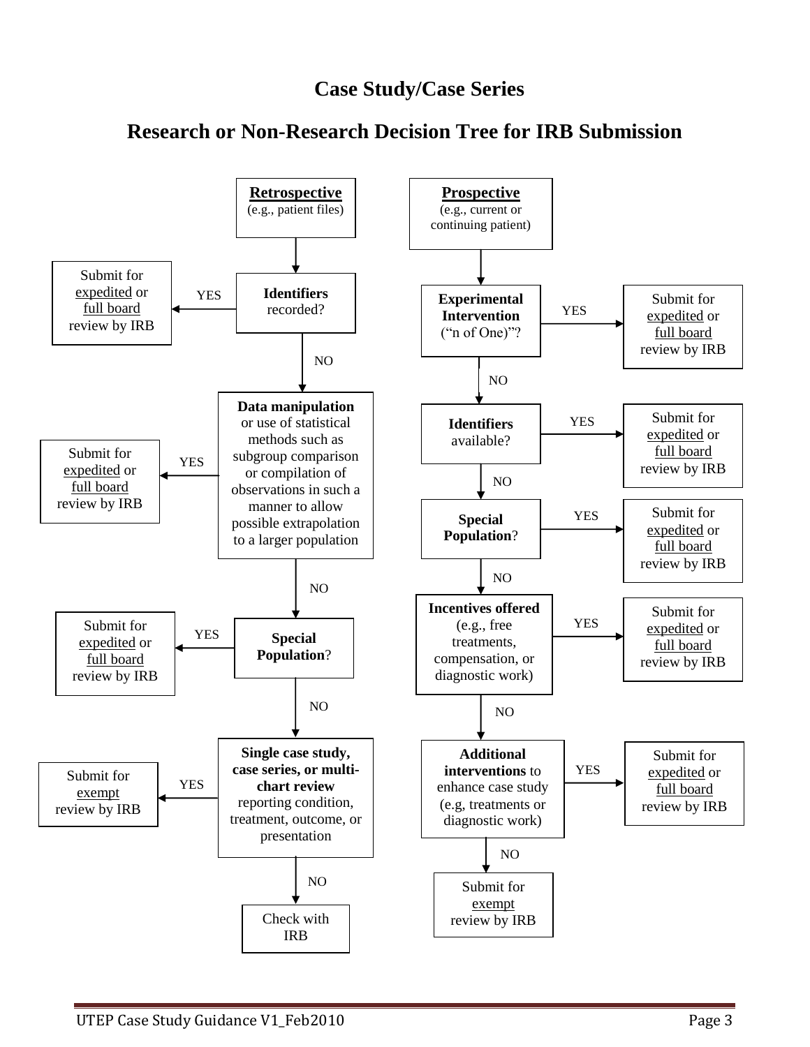# Case Study/Case Series

## Research or Non-Research Decision Tree for IRB Submission

### Retrospective (e.g., patient files)

1. **Identifiers** recorded?
   - YES → Submit for expedited or full board review by IRB
   - NO → continue
2. **Data manipulation** or use of statistical methods such as subgroup comparison or compilation of observations in such a manner to allow possible extrapolation to a larger population
   - YES → Submit for expedited or full board review by IRB
   - NO → continue
3. **Special Population**?
   - YES → Submit for expedited or full board review by IRB
   - NO → continue
4. **Single case study, case series, or multi-chart review** reporting condition, treatment, outcome, or presentation
   - YES → Submit for exempt review by IRB
   - NO → Check with IRB

### Prospective (e.g., current or continuing patient)

1. **Experimental Intervention** ("n of One)"?
   - YES → Submit for expedited or full board review by IRB
   - NO → continue
2. **Identifiers** available?
   - YES → Submit for expedited or full board review by IRB
   - NO → continue
3. **Special Population**?
   - YES → Submit for expedited or full board review by IRB
   - NO → continue
4. **Incentives offered** (e.g., free treatments, compensation, or diagnostic work)
   - YES → Submit for expedited or full board review by IRB
   - NO → continue
5. **Additional interventions** to enhance case study (e.g, treatments or diagnostic work)
   - YES → Submit for expedited or full board review by IRB
   - NO → Submit for exempt review by IRB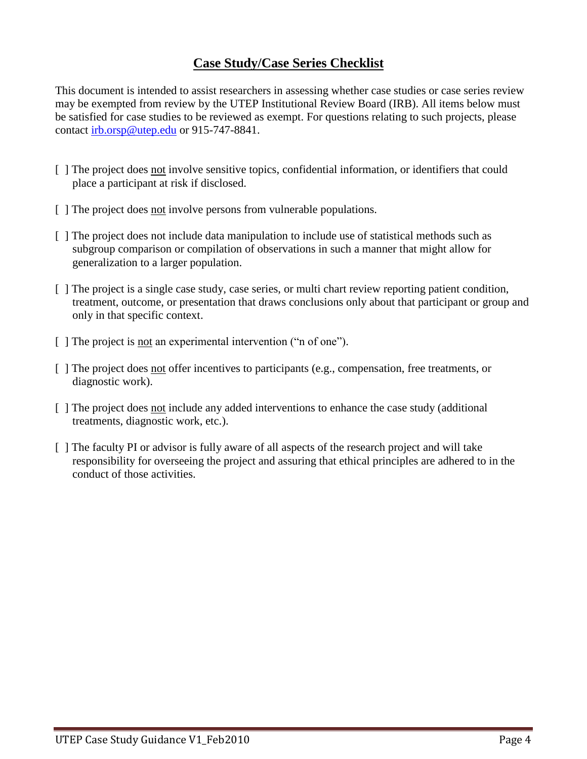## Case Study/Case Series Checklist

This document is intended to assist researchers in assessing whether case studies or case series review may be exempted from review by the UTEP Institutional Review Board (IRB). All items below must be satisfied for case studies to be reviewed as exempt. For questions relating to such projects, please contact irb.orsp@utep.edu or 915-747-8841.

[ ] The project does not involve sensitive topics, confidential information, or identifiers that could place a participant at risk if disclosed.

[ ] The project does not involve persons from vulnerable populations.

[ ] The project does not include data manipulation to include use of statistical methods such as subgroup comparison or compilation of observations in such a manner that might allow for generalization to a larger population.

[ ] The project is a single case study, case series, or multi chart review reporting patient condition, treatment, outcome, or presentation that draws conclusions only about that participant or group and only in that specific context.

[ ] The project is not an experimental intervention ("n of one").

[ ] The project does not offer incentives to participants (e.g., compensation, free treatments, or diagnostic work).

[ ] The project does not include any added interventions to enhance the case study (additional treatments, diagnostic work, etc.).

[ ] The faculty PI or advisor is fully aware of all aspects of the research project and will take responsibility for overseeing the project and assuring that ethical principles are adhered to in the conduct of those activities.